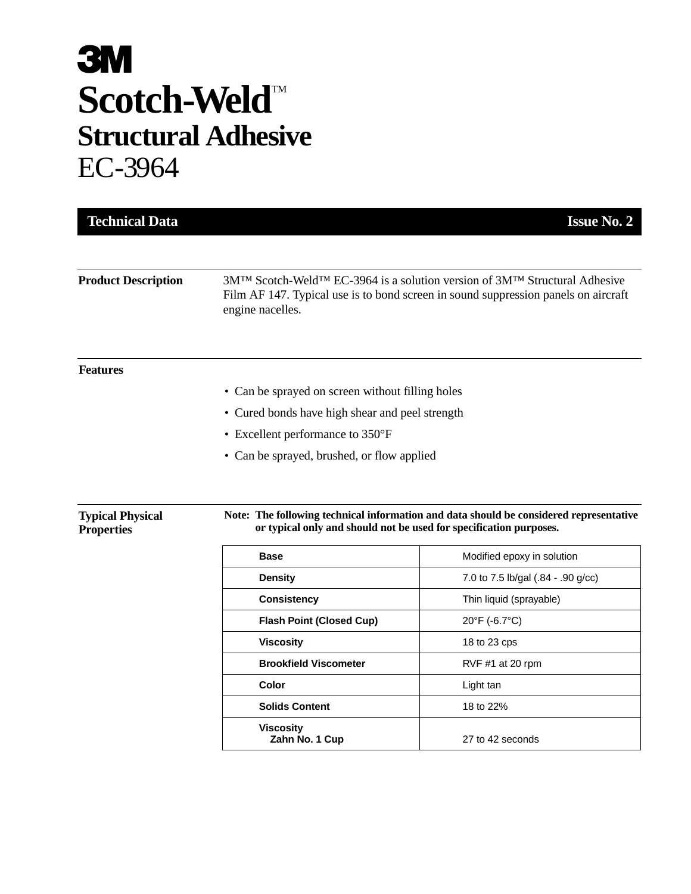# 3M

# Scotch-Weld™

## Structural Adhesive

## EC-3964

**Technical Data** **Issue No. 2**

---

**Product Description**

3M™ Scotch-Weld™ EC-3964 is a solution version of 3M™ Structural Adhesive Film AF 147. Typical use is to bond screen in sound suppression panels on aircraft engine nacelles.

---

**Features**

- Can be sprayed on screen without filling holes
- Cured bonds have high shear and peel strength
- Excellent performance to 350°F
- Can be sprayed, brushed, or flow applied

---

**Typical Physical Properties**

**Note: The following technical information and data should be considered representative or typical only and should not be used for specification purposes.**

| Property | Value |
|---|---|
| **Base** | Modified epoxy in solution |
| **Density** | 7.0 to 7.5 lb/gal (.84 - .90 g/cc) |
| **Consistency** | Thin liquid (sprayable) |
| **Flash Point (Closed Cup)** | 20°F (-6.7°C) |
| **Viscosity** | 18 to 23 cps |
| **Brookfield Viscometer** | RVF #1 at 20 rpm |
| **Color** | Light tan |
| **Solids Content** | 18 to 22% |
| **Viscosity** Zahn No. 1 Cup | 27 to 42 seconds |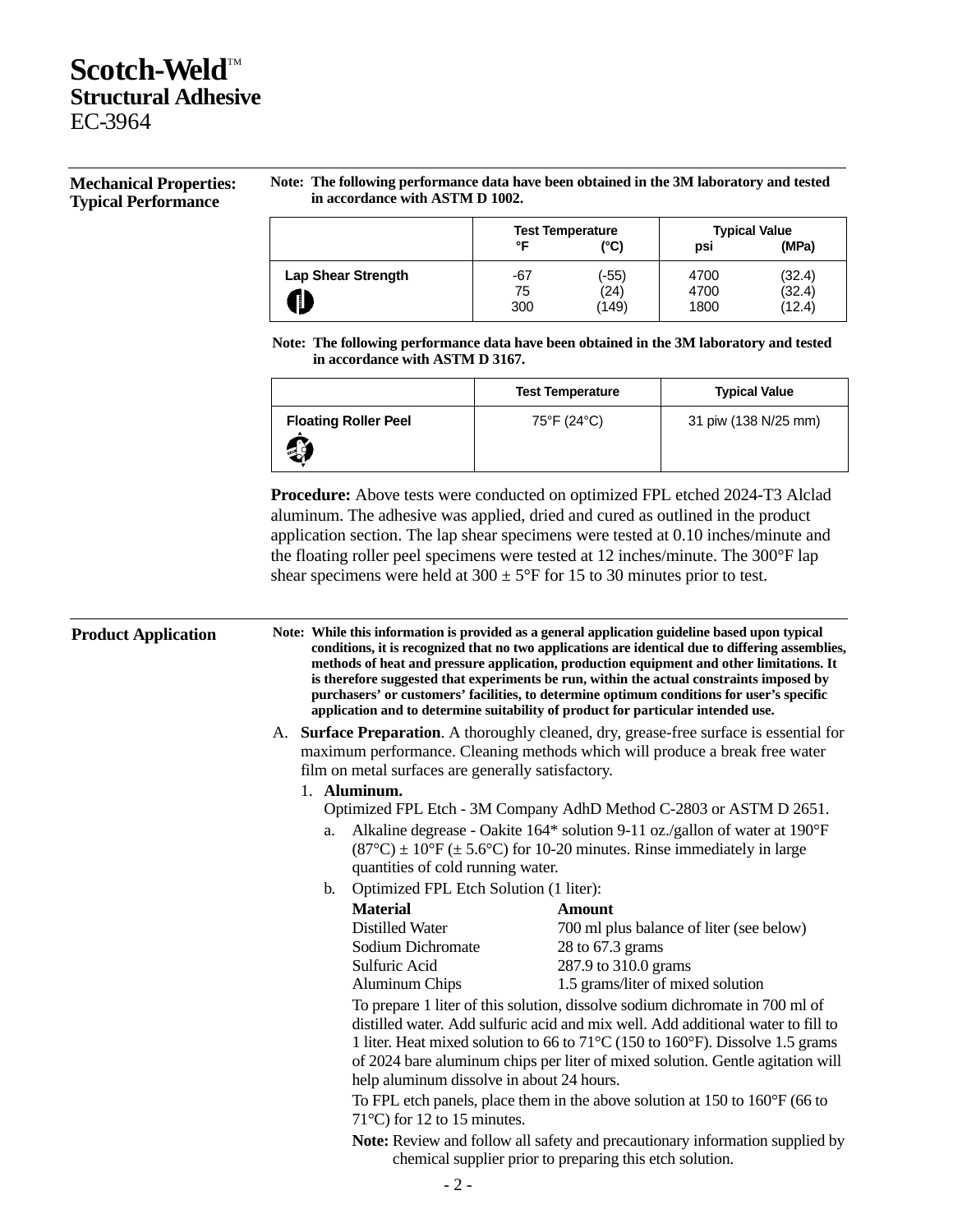# Scotch-Weld™ Structural Adhesive EC-3964

## Mechanical Properties: Typical Performance

**Note: The following performance data have been obtained in the 3M laboratory and tested in accordance with ASTM D 1002.**

| | Test Temperature | | Typical Value | |
|---|---|---|---|---|
| | °F | (°C) | psi | (MPa) |
| **Lap Shear Strength** | -67 | (-55) | 4700 | (32.4) |
| | 75 | (24) | 4700 | (32.4) |
| | 300 | (149) | 1800 | (12.4) |

**Note: The following performance data have been obtained in the 3M laboratory and tested in accordance with ASTM D 3167.**

| | Test Temperature | Typical Value |
|---|---|---|
| **Floating Roller Peel** | 75°F (24°C) | 31 piw (138 N/25 mm) |

**Procedure:** Above tests were conducted on optimized FPL etched 2024-T3 Alclad aluminum. The adhesive was applied, dried and cured as outlined in the product application section. The lap shear specimens were tested at 0.10 inches/minute and the floating roller peel specimens were tested at 12 inches/minute. The 300°F lap shear specimens were held at 300 ± 5°F for 15 to 30 minutes prior to test.

## Product Application

**Note: While this information is provided as a general application guideline based upon typical conditions, it is recognized that no two applications are identical due to differing assemblies, methods of heat and pressure application, production equipment and other limitations. It is therefore suggested that experiments be run, within the actual constraints imposed by purchasers' or customers' facilities, to determine optimum conditions for user's specific application and to determine suitability of product for particular intended use.**

A. **Surface Preparation**. A thoroughly cleaned, dry, grease-free surface is essential for maximum performance. Cleaning methods which will produce a break free water film on metal surfaces are generally satisfactory.

1. **Aluminum.**
   Optimized FPL Etch - 3M Company AdhD Method C-2803 or ASTM D 2651.

   a. Alkaline degrease - Oakite 164* solution 9-11 oz./gallon of water at 190°F (87°C) ± 10°F (± 5.6°C) for 10-20 minutes. Rinse immediately in large quantities of cold running water.

   b. Optimized FPL Etch Solution (1 liter):

   | Material | Amount |
   |---|---|
   | Distilled Water | 700 ml plus balance of liter (see below) |
   | Sodium Dichromate | 28 to 67.3 grams |
   | Sulfuric Acid | 287.9 to 310.0 grams |
   | Aluminum Chips | 1.5 grams/liter of mixed solution |

   To prepare 1 liter of this solution, dissolve sodium dichromate in 700 ml of distilled water. Add sulfuric acid and mix well. Add additional water to fill to 1 liter. Heat mixed solution to 66 to 71°C (150 to 160°F). Dissolve 1.5 grams of 2024 bare aluminum chips per liter of mixed solution. Gentle agitation will help aluminum dissolve in about 24 hours.

   To FPL etch panels, place them in the above solution at 150 to 160°F (66 to 71°C) for 12 to 15 minutes.

   **Note:** Review and follow all safety and precautionary information supplied by chemical supplier prior to preparing this etch solution.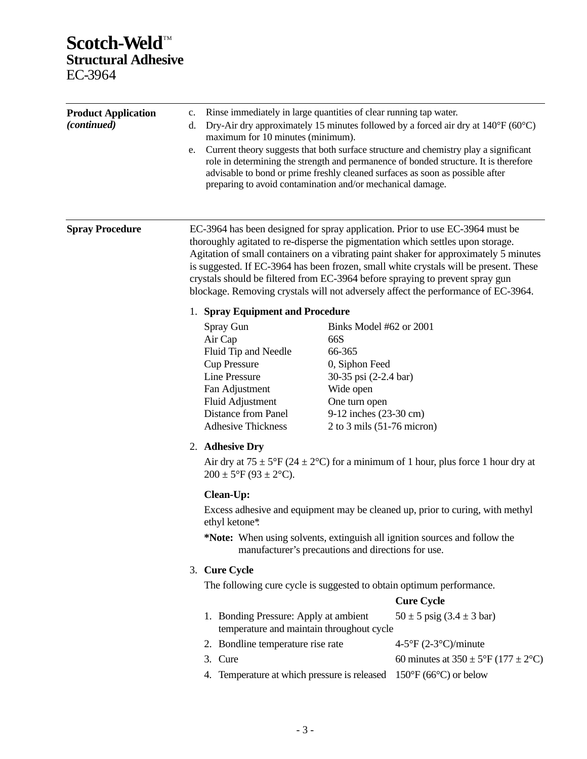# Scotch-Weld™ Structural Adhesive EC-3964

## Product Application *(continued)*

c. Rinse immediately in large quantities of clear running tap water.

d. Dry-Air dry approximately 15 minutes followed by a forced air dry at 140°F (60°C) maximum for 10 minutes (minimum).

e. Current theory suggests that both surface structure and chemistry play a significant role in determining the strength and permanence of bonded structure. It is therefore advisable to bond or prime freshly cleaned surfaces as soon as possible after preparing to avoid contamination and/or mechanical damage.

## Spray Procedure

EC-3964 has been designed for spray application. Prior to use EC-3964 must be thoroughly agitated to re-disperse the pigmentation which settles upon storage. Agitation of small containers on a vibrating paint shaker for approximately 5 minutes is suggested. If EC-3964 has been frozen, small white crystals will be present. These crystals should be filtered from EC-3964 before spraying to prevent spray gun blockage. Removing crystals will not adversely affect the performance of EC-3964.

1. **Spray Equipment and Procedure**

| | |
|---|---|
| Spray Gun | Binks Model #62 or 2001 |
| Air Cap | 66S |
| Fluid Tip and Needle | 66-365 |
| Cup Pressure | 0, Siphon Feed |
| Line Pressure | 30-35 psi (2-2.4 bar) |
| Fan Adjustment | Wide open |
| Fluid Adjustment | One turn open |
| Distance from Panel | 9-12 inches (23-30 cm) |
| Adhesive Thickness | 2 to 3 mils (51-76 micron) |

2. **Adhesive Dry**

   Air dry at 75 ± 5°F (24 ± 2°C) for a minimum of 1 hour, plus force 1 hour dry at 200 ± 5°F (93 ± 2°C).

   **Clean-Up:**

   Excess adhesive and equipment may be cleaned up, prior to curing, with methyl ethyl ketone*.

   ***Note:** When using solvents, extinguish all ignition sources and follow the manufacturer's precautions and directions for use.

3. **Cure Cycle**

   The following cure cycle is suggested to obtain optimum performance.

| | Cure Cycle |
|---|---|
| 1. Bonding Pressure: Apply at ambient temperature and maintain throughout cycle | 50 ± 5 psig (3.4 ± 3 bar) |
| 2. Bondline temperature rise rate | 4-5°F (2-3°C)/minute |
| 3. Cure | 60 minutes at 350 ± 5°F (177 ± 2°C) |
| 4. Temperature at which pressure is released | 150°F (66°C) or below |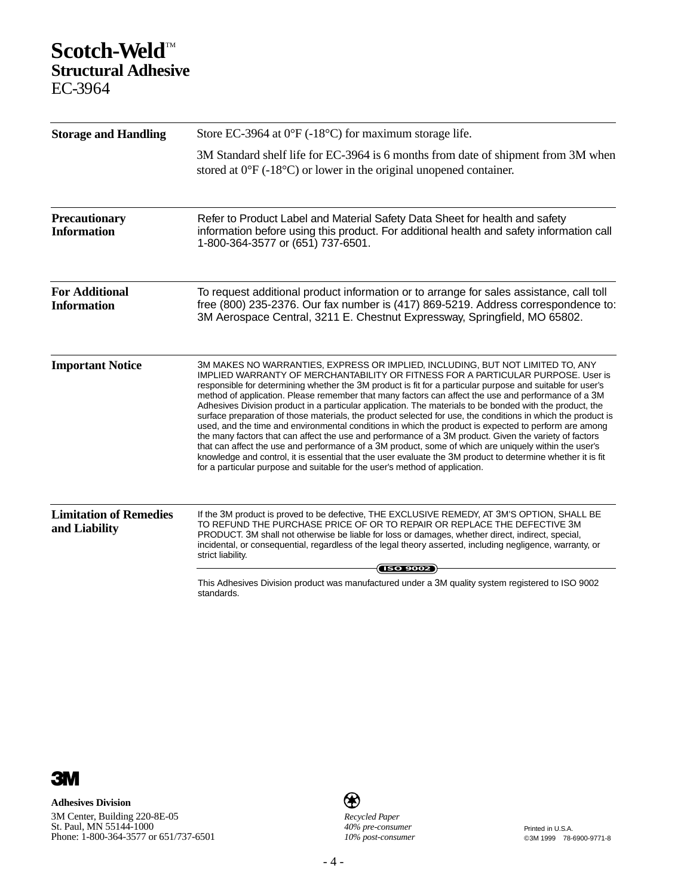# Scotch-Weld™ Structural Adhesive
EC-3964

**Storage and Handling**

Store EC-3964 at 0°F (-18°C) for maximum storage life.

3M Standard shelf life for EC-3964 is 6 months from date of shipment from 3M when stored at 0°F (-18°C) or lower in the original unopened container.

**Precautionary Information**

Refer to Product Label and Material Safety Data Sheet for health and safety information before using this product. For additional health and safety information call 1-800-364-3577 or (651) 737-6501.

**For Additional Information**

To request additional product information or to arrange for sales assistance, call toll free (800) 235-2376. Our fax number is (417) 869-5219. Address correspondence to: 3M Aerospace Central, 3211 E. Chestnut Expressway, Springfield, MO 65802.

**Important Notice**

3M MAKES NO WARRANTIES, EXPRESS OR IMPLIED, INCLUDING, BUT NOT LIMITED TO, ANY IMPLIED WARRANTY OF MERCHANTABILITY OR FITNESS FOR A PARTICULAR PURPOSE. User is responsible for determining whether the 3M product is fit for a particular purpose and suitable for user's method of application. Please remember that many factors can affect the use and performance of a 3M Adhesives Division product in a particular application. The materials to be bonded with the product, the surface preparation of those materials, the product selected for use, the conditions in which the product is used, and the time and environmental conditions in which the product is expected to perform are among the many factors that can affect the use and performance of a 3M product. Given the variety of factors that can affect the use and performance of a 3M product, some of which are uniquely within the user's knowledge and control, it is essential that the user evaluate the 3M product to determine whether it is fit for a particular purpose and suitable for the user's method of application.

**Limitation of Remedies and Liability**

If the 3M product is proved to be defective, THE EXCLUSIVE REMEDY, AT 3M'S OPTION, SHALL BE TO REFUND THE PURCHASE PRICE OF OR TO REPAIR OR REPLACE THE DEFECTIVE 3M PRODUCT. 3M shall not otherwise be liable for loss or damages, whether direct, indirect, special, incidental, or consequential, regardless of the legal theory asserted, including negligence, warranty, or strict liability.

ISO 9002

This Adhesives Division product was manufactured under a 3M quality system registered to ISO 9002 standards.

3M

**Adhesives Division**
3M Center, Building 220-8E-05
St. Paul, MN 55144-1000
Phone: 1-800-364-3577 or 651/737-6501

*Recycled Paper*
*40% pre-consumer*
*10% post-consumer*

Printed in U.S.A.
©3M 1999 78-6900-9771-8